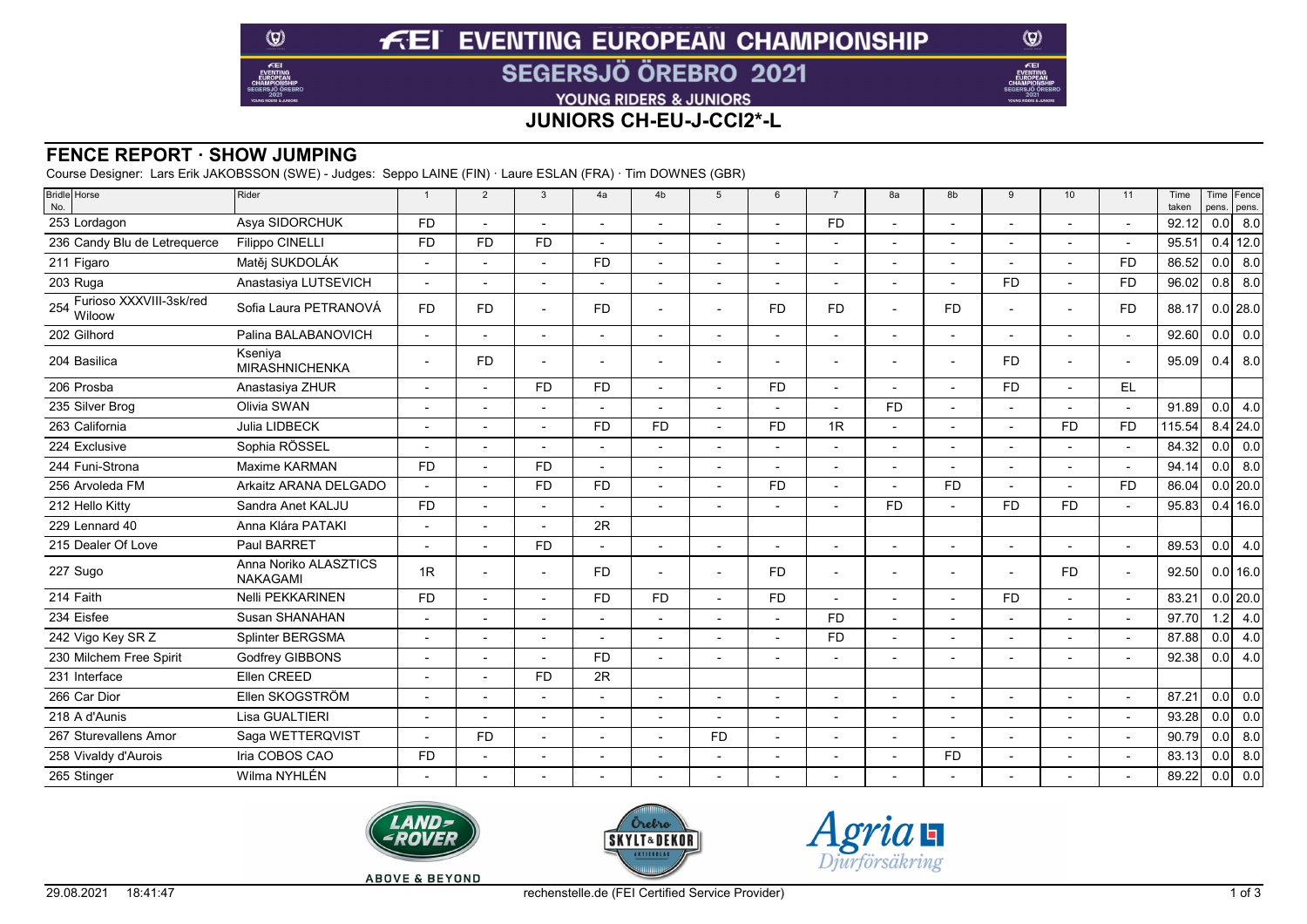# FEI EVENTING EUROPEAN CHAMPIONSHIP

## SEGERSJÖ ÖREBRO 2021

YOUNG RIDERS & JUNIORS

## JUNIORS CH-EU-J-CCI2*-L

## FENCE REPORT · SHOW JUMPING

Course Designer: Lars Erik JAKOBSSON (SWE) - Judges: Seppo LAINE (FIN) · Laure ESLAN (FRA) · Tim DOWNES (GBR)

| Bridle No. | Horse | Rider | 1 | 2 | 3 | 4a | 4b | 5 | 6 | 7 | 8a | 8b | 9 | 10 | 11 | Time taken | Time pens. | Fence pens. |
|---|---|---|---|---|---|---|---|---|---|---|---|---|---|---|---|---|---|---|
| 253 | Lordagon | Asya SIDORCHUK | FD | - | - | - | - | - | - | FD | - | - | - | - | - | 92.12 | 0.0 | 8.0 |
| 236 | Candy Blu de Letrequerce | Filippo CINELLI | FD | FD | FD | - | - | - | - | - | - | - | - | - | - | 95.51 | 0.4 | 12.0 |
| 211 | Figaro | Matěj SUKDOLÁK | - | - | - | FD | - | - | - | - | - | - | - | - | FD | 86.52 | 0.0 | 8.0 |
| 203 | Ruga | Anastasiya LUTSEVICH | - | - | - | - | - | - | - | - | - | - | FD | - | FD | 96.02 | 0.8 | 8.0 |
| 254 | Furioso XXXVIII-3sk/red Wiloow | Sofia Laura PETRANOVÁ | FD | FD | - | FD | - | - | FD | FD | - | FD | - | - | FD | 88.17 | 0.0 | 28.0 |
| 202 | Gilhord | Palina BALABANOVICH | - | - | - | - | - | - | - | - | - | - | - | - | - | 92.60 | 0.0 | 0.0 |
| 204 | Basilica | Kseniya MIRASHNICHENKA | - | FD | - | - | - | - | - | - | - | - | FD | - | - | 95.09 | 0.4 | 8.0 |
| 206 | Prosba | Anastasiya ZHUR | - | - | FD | FD | - | - | FD | - | - | - | FD | - | EL | | | |
| 235 | Silver Brog | Olivia SWAN | - | - | - | - | - | - | - | - | FD | - | - | - | - | 91.89 | 0.0 | 4.0 |
| 263 | California | Julia LIDBECK | - | - | - | FD | FD | - | FD | 1R | - | - | - | FD | FD | 115.54 | 8.4 | 24.0 |
| 224 | Exclusive | Sophia RÖSSEL | - | - | - | - | - | - | - | - | - | - | - | - | - | 84.32 | 0.0 | 0.0 |
| 244 | Funi-Strona | Maxime KARMAN | FD | - | FD | - | - | - | - | - | - | - | - | - | - | 94.14 | 0.0 | 8.0 |
| 256 | Arvoleda FM | Arkaitz ARANA DELGADO | - | - | FD | FD | - | - | FD | - | - | FD | - | - | FD | 86.04 | 0.0 | 20.0 |
| 212 | Hello Kitty | Sandra Anet KALJU | FD | - | - | - | - | - | - | - | FD | - | FD | FD | - | 95.83 | 0.4 | 16.0 |
| 229 | Lennard 40 | Anna Klára PATAKI | - | - | - | 2R | | | | | | | | | | | | |
| 215 | Dealer Of Love | Paul BARRET | - | - | FD | - | - | - | - | - | - | - | - | - | - | 89.53 | 0.0 | 4.0 |
| 227 | Sugo | Anna Noriko ALASZTICS NAKAGAMI | 1R | - | - | FD | - | - | FD | - | - | - | - | FD | - | 92.50 | 0.0 | 16.0 |
| 214 | Faith | Nelli PEKKARINEN | FD | - | - | FD | FD | - | FD | - | - | - | FD | - | - | 83.21 | 0.0 | 20.0 |
| 234 | Eisfee | Susan SHANAHAN | - | - | - | - | - | - | - | FD | - | - | - | - | - | 97.70 | 1.2 | 4.0 |
| 242 | Vigo Key SR Z | Splinter BERGSMA | - | - | - | - | - | - | - | FD | - | - | - | - | - | 87.88 | 0.0 | 4.0 |
| 230 | Milchem Free Spirit | Godfrey GIBBONS | - | - | - | FD | - | - | - | - | - | - | - | - | - | 92.38 | 0.0 | 4.0 |
| 231 | Interface | Ellen CREED | - | - | FD | 2R | | | | | | | | | | | | |
| 266 | Car Dior | Ellen SKOGSTRÖM | - | - | - | - | - | - | - | - | - | - | - | - | - | 87.21 | 0.0 | 0.0 |
| 218 | A d'Aunis | Lisa GUALTIERI | - | - | - | - | - | - | - | - | - | - | - | - | - | 93.28 | 0.0 | 0.0 |
| 267 | Sturevallens Amor | Saga WETTERQVIST | - | FD | - | - | - | FD | - | - | - | - | - | - | - | 90.79 | 0.0 | 8.0 |
| 258 | Vivaldy d'Aurois | Iria COBOS CAO | FD | - | - | - | - | - | - | - | - | FD | - | - | - | 83.13 | 0.0 | 8.0 |
| 265 | Stinger | Wilma NYHLÉN | - | - | - | - | - | - | - | - | - | - | - | - | - | 89.22 | 0.0 | 0.0 |

29.08.2021 18:41:47 rechenstelle.de (FEI Certified Service Provider)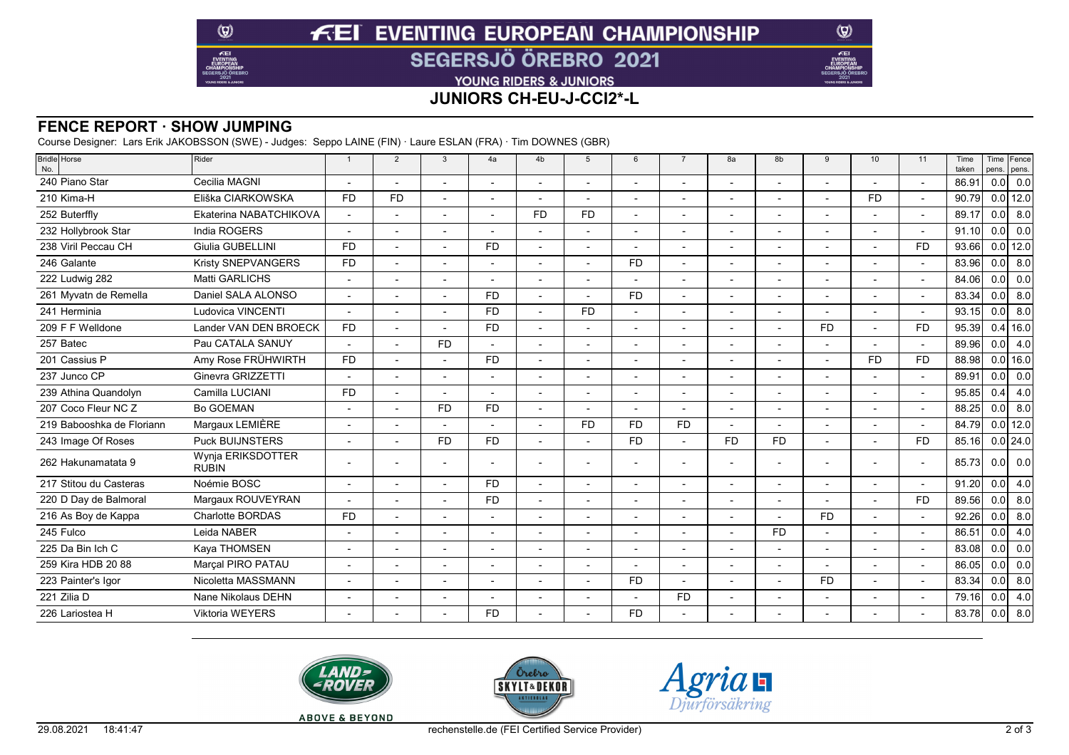# FEI EVENTING EUROPEAN CHAMPIONSHIP

## SEGERSJÖ ÖREBRO 2021

YOUNG RIDERS & JUNIORS

## JUNIORS CH-EU-J-CCI2*-L

### FENCE REPORT · SHOW JUMPING

Course Designer: Lars Erik JAKOBSSON (SWE) - Judges: Seppo LAINE (FIN) · Laure ESLAN (FRA) · Tim DOWNES (GBR)

| Bridle No. | Horse | Rider | 1 | 2 | 3 | 4a | 4b | 5 | 6 | 7 | 8a | 8b | 9 | 10 | 11 | Time taken | Time pens. | Fence pens. |
|---|---|---|---|---|---|---|---|---|---|---|---|---|---|---|---|---|---|---|
| 240 | Piano Star | Cecilia MAGNI | - | - | - | - | - | - | - | - | - | - | - | - | - | 86.91 | 0.0 | 0.0 |
| 210 | Kima-H | Eliška CIARKOWSKA | FD | FD | - | - | - | - | - | - | - | - | - | FD | - | 90.79 | 0.0 | 12.0 |
| 252 | Buterffly | Ekaterina NABATCHIKOVA | - | - | - | - | FD | FD | - | - | - | - | - | - | - | 89.17 | 0.0 | 8.0 |
| 232 | Hollybrook Star | India ROGERS | - | - | - | - | - | - | - | - | - | - | - | - | - | 91.10 | 0.0 | 0.0 |
| 238 | Viril Peccau CH | Giulia GUBELLINI | FD | - | - | FD | - | - | - | - | - | - | - | - | FD | 93.66 | 0.0 | 12.0 |
| 246 | Galante | Kristy SNEPVANGERS | FD | - | - | - | - | - | FD | - | - | - | - | - | - | 83.96 | 0.0 | 8.0 |
| 222 | Ludwig 282 | Matti GARLICHS | - | - | - | - | - | - | - | - | - | - | - | - | - | 84.06 | 0.0 | 0.0 |
| 261 | Myvatn de Remella | Daniel SALA ALONSO | - | - | - | FD | - | - | FD | - | - | - | - | - | - | 83.34 | 0.0 | 8.0 |
| 241 | Herminia | Ludovica VINCENTI | - | - | - | FD | - | FD | - | - | - | - | - | - | - | 93.15 | 0.0 | 8.0 |
| 209 | F F Welldone | Lander VAN DEN BROECK | FD | - | - | FD | - | - | - | - | - | - | FD | - | FD | 95.39 | 0.4 | 16.0 |
| 257 | Batec | Pau CATALA SANUY | - | - | FD | - | - | - | - | - | - | - | - | - | - | 89.96 | 0.0 | 4.0 |
| 201 | Cassius P | Amy Rose FRÜHWIRTH | FD | - | - | FD | - | - | - | - | - | - | - | FD | FD | 88.98 | 0.0 | 16.0 |
| 237 | Junco CP | Ginevra GRIZZETTI | - | - | - | - | - | - | - | - | - | - | - | - | - | 89.91 | 0.0 | 0.0 |
| 239 | Athina Quandolyn | Camilla LUCIANI | FD | - | - | - | - | - | - | - | - | - | - | - | - | 95.85 | 0.4 | 4.0 |
| 207 | Coco Fleur NC Z | Bo GOEMAN | - | - | FD | FD | - | - | - | - | - | - | - | - | - | 88.25 | 0.0 | 8.0 |
| 219 | Babooshka de Floriann | Margaux LEMIÈRE | - | - | - | - | - | FD | FD | FD | - | - | - | - | - | 84.79 | 0.0 | 12.0 |
| 243 | Image Of Roses | Puck BUIJNSTERS | - | - | FD | FD | - | - | FD | - | FD | FD | - | - | FD | 85.16 | 0.0 | 24.0 |
| 262 | Hakunamatata 9 | Wynja ERIKSDOTTER RUBIN | - | - | - | - | - | - | - | - | - | - | - | - | - | 85.73 | 0.0 | 0.0 |
| 217 | Stitou du Casteras | Noémie BOSC | - | - | - | FD | - | - | - | - | - | - | - | - | - | 91.20 | 0.0 | 4.0 |
| 220 | D Day de Balmoral | Margaux ROUVEYRAN | - | - | - | FD | - | - | - | - | - | - | - | - | FD | 89.56 | 0.0 | 8.0 |
| 216 | As Boy de Kappa | Charlotte BORDAS | FD | - | - | - | - | - | - | - | - | - | FD | - | - | 92.26 | 0.0 | 8.0 |
| 245 | Fulco | Leida NABER | - | - | - | - | - | - | - | - | - | FD | - | - | - | 86.51 | 0.0 | 4.0 |
| 225 | Da Bin Ich C | Kaya THOMSEN | - | - | - | - | - | - | - | - | - | - | - | - | - | 83.08 | 0.0 | 0.0 |
| 259 | Kira HDB 20 88 | Marçal PIRO PATAU | - | - | - | - | - | - | - | - | - | - | - | - | - | 86.05 | 0.0 | 0.0 |
| 223 | Painter's Igor | Nicoletta MASSMANN | - | - | - | - | - | - | FD | - | - | - | FD | - | - | 83.34 | 0.0 | 8.0 |
| 221 | Zilia D | Nane Nikolaus DEHN | - | - | - | - | - | - | - | FD | - | - | - | - | - | 79.16 | 0.0 | 4.0 |
| 226 | Lariostea H | Viktoria WEYERS | - | - | - | FD | - | - | FD | - | - | - | - | - | - | 83.78 | 0.0 | 8.0 |

29.08.2021 18:41:47 rechenstelle.de (FEI Certified Service Provider)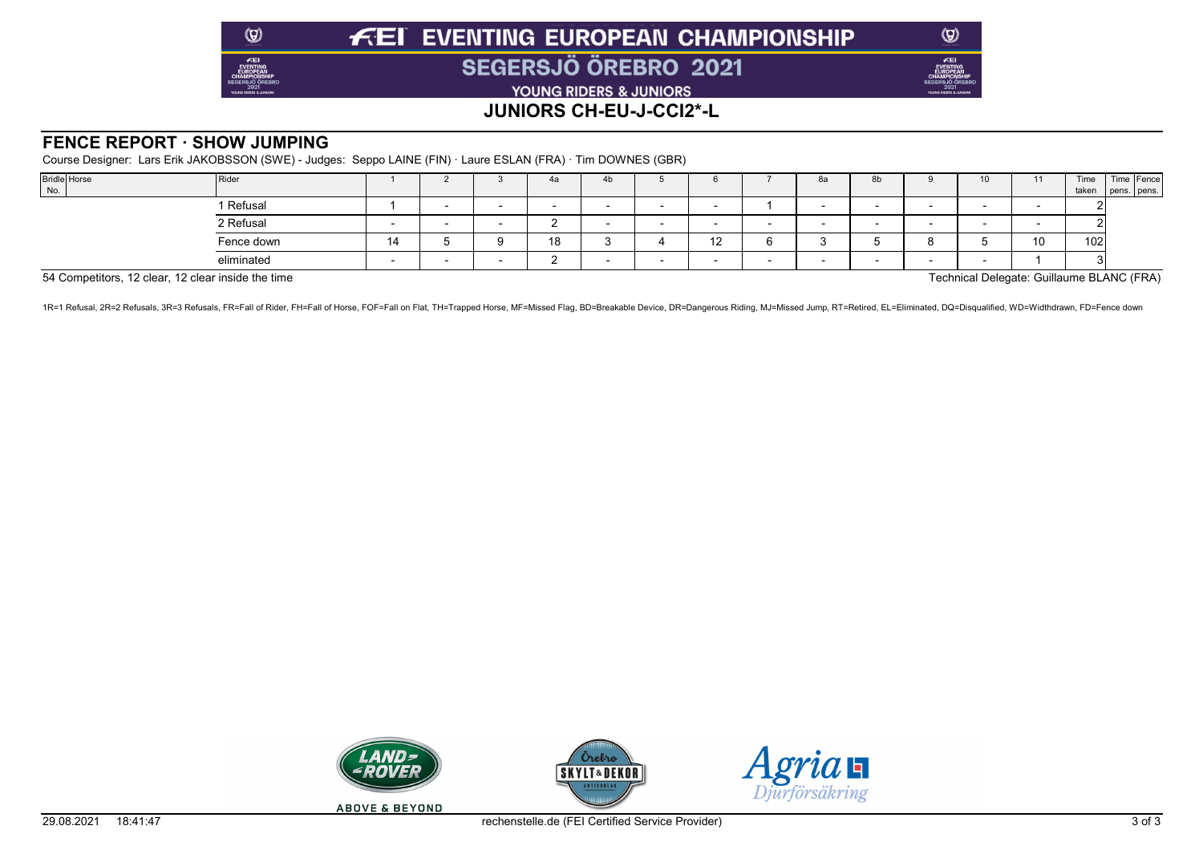# FEI EVENTING EUROPEAN CHAMPIONSHIP

## SEGERSJÖ ÖREBRO 2021

YOUNG RIDERS & JUNIORS

## JUNIORS CH-EU-J-CCI2*-L

## FENCE REPORT · SHOW JUMPING

Course Designer: Lars Erik JAKOBSSON (SWE) - Judges: Seppo LAINE (FIN) · Laure ESLAN (FRA) · Tim DOWNES (GBR)

| Bridle No. | Horse | Rider | 1 | 2 | 3 | 4a | 4b | 5 | 6 | 7 | 8a | 8b | 9 | 10 | 11 | Time taken | Time pens. | Fence pens. |
|---|---|---|---|---|---|---|---|---|---|---|---|---|---|---|---|---|---|---|
| | | 1 Refusal | 1 | - | - | - | - | - | - | 1 | - | - | - | - | - | 2 | | |
| | | 2 Refusal | - | - | - | 2 | - | - | - | - | - | - | - | - | - | 2 | | |
| | | Fence down | 14 | 5 | 9 | 18 | 3 | 4 | 12 | 6 | 3 | 5 | 8 | 5 | 10 | 102 | | |
| | | eliminated | - | - | - | 2 | - | - | - | - | - | - | - | - | 1 | 3 | | |

54 Competitors, 12 clear, 12 clear inside the time

Technical Delegate: Guillaume BLANC (FRA)

1R=1 Refusal, 2R=2 Refusals, 3R=3 Refusals, FR=Fall of Rider, FH=Fall of Horse, FOF=Fall on Flat, TH=Trapped Horse, MF=Missed Flag, BD=Breakable Device, DR=Dangerous Riding, MJ=Missed Jump, RT=Retired, EL=Eliminated, DQ=Disqualified, WD=Widthdrawn, FD=Fence down

29.08.2021 18:41:47

rechenstelle.de (FEI Certified Service Provider)